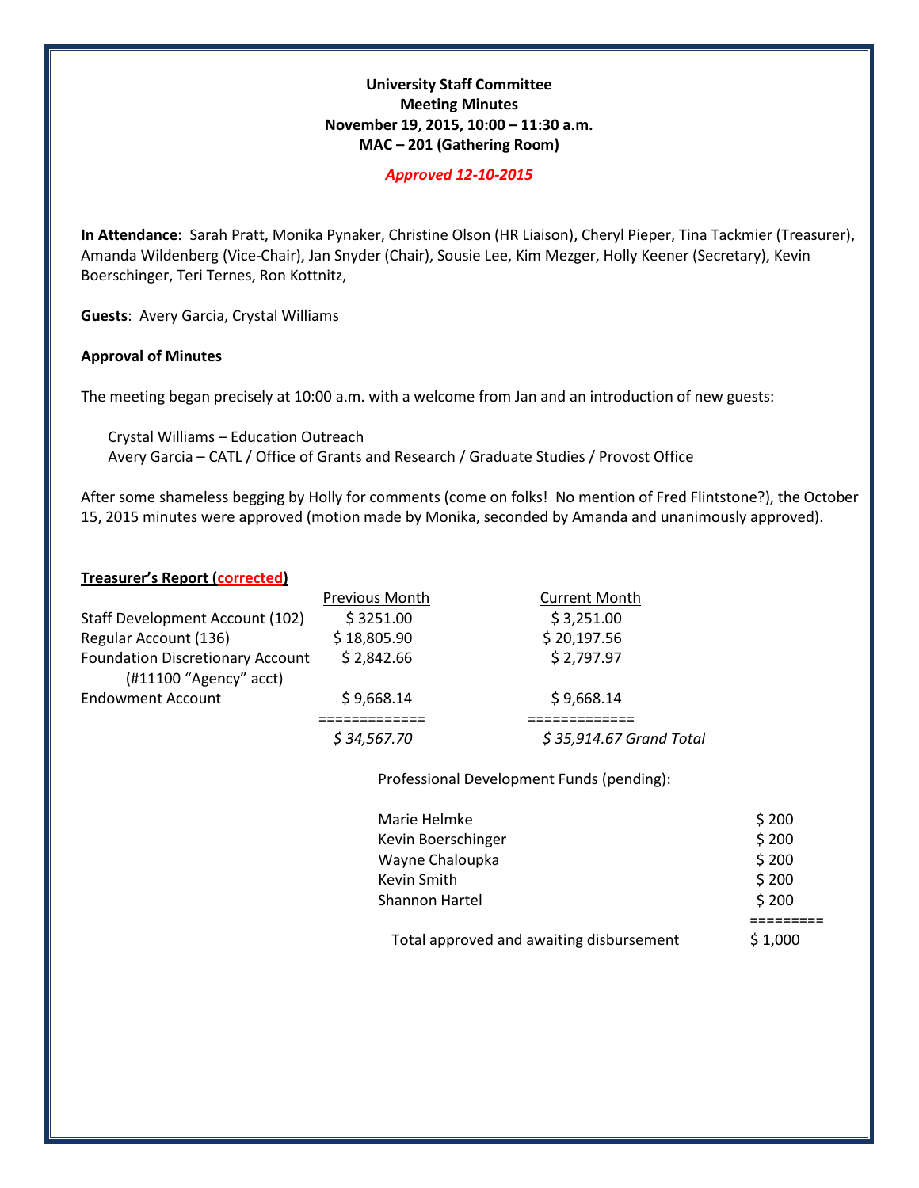**University Staff Committee**
**Meeting Minutes**
**November 19, 2015, 10:00 – 11:30 a.m.**
**MAC – 201 (Gathering Room)**

***Approved 12-10-2015***

**In Attendance:** Sarah Pratt, Monika Pynaker, Christine Olson (HR Liaison), Cheryl Pieper, Tina Tackmier (Treasurer), Amanda Wildenberg (Vice-Chair), Jan Snyder (Chair), Sousie Lee, Kim Mezger, Holly Keener (Secretary), Kevin Boerschinger, Teri Ternes, Ron Kottnitz,

**Guests**: Avery Garcia, Crystal Williams

## Approval of Minutes

The meeting began precisely at 10:00 a.m. with a welcome from Jan and an introduction of new guests:

Crystal Williams – Education Outreach
Avery Garcia – CATL / Office of Grants and Research / Graduate Studies / Provost Office

After some shameless begging by Holly for comments (come on folks! No mention of Fred Flintstone?), the October 15, 2015 minutes were approved (motion made by Monika, seconded by Amanda and unanimously approved).

## Treasurer's Report (corrected)

| | Previous Month | Current Month |
|---|---|---|
| Staff Development Account (102) | $ 3251.00 | $ 3,251.00 |
| Regular Account (136) | $ 18,805.90 | $ 20,197.56 |
| Foundation Discretionary Account (#11100 "Agency" acct) | $ 2,842.66 | $ 2,797.97 |
| Endowment Account | $ 9,668.14 | $ 9,668.14 |
| | ============= | ============= |
| | *$ 34,567.70* | *$ 35,914.67 Grand Total* |

Professional Development Funds (pending):

| Name | Amount |
|---|---|
| Marie Helmke | $ 200 |
| Kevin Boerschinger | $ 200 |
| Wayne Chaloupka | $ 200 |
| Kevin Smith | $ 200 |
| Shannon Hartel | $ 200 |
| | ========= |
| Total approved and awaiting disbursement | $ 1,000 |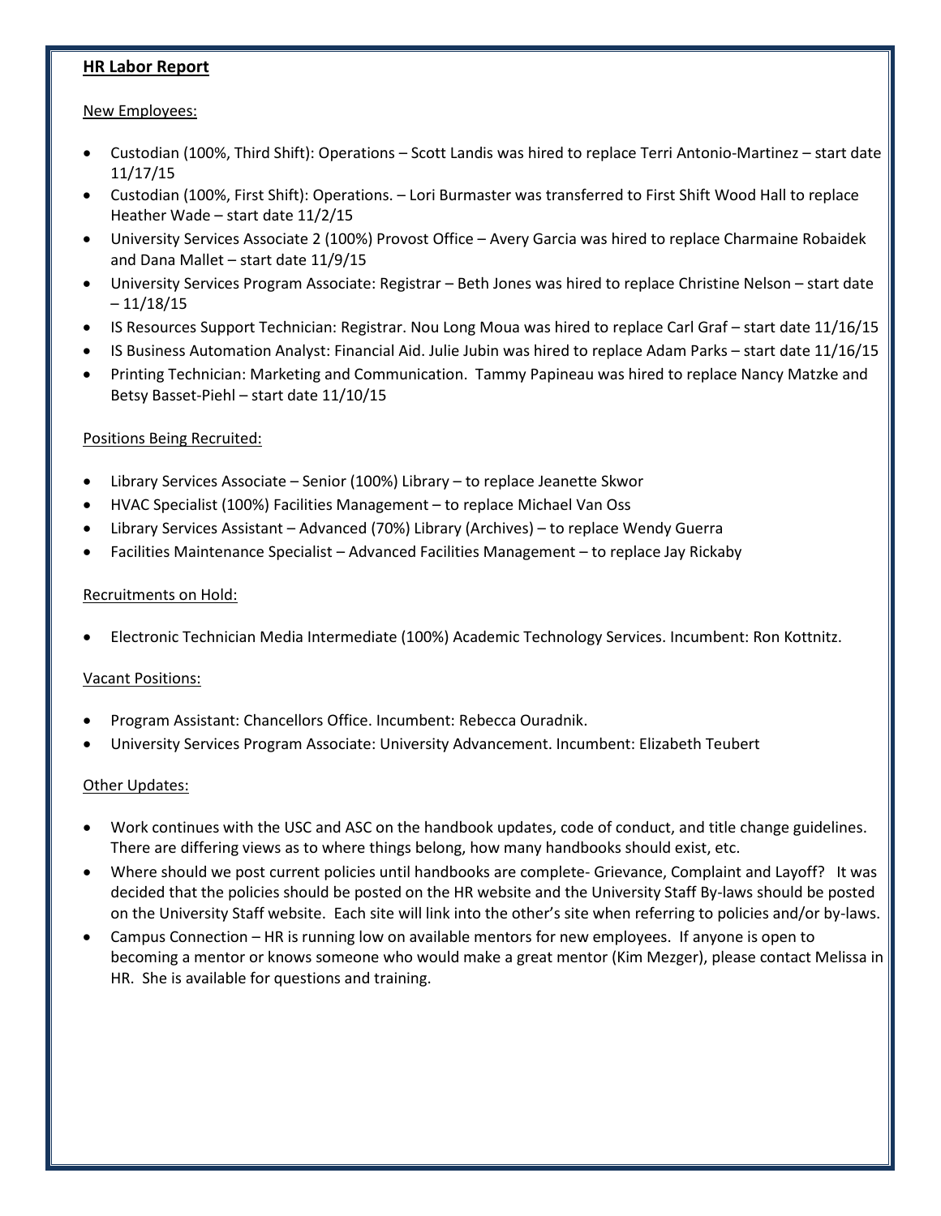**HR Labor Report**

New Employees:

- Custodian (100%, Third Shift): Operations – Scott Landis was hired to replace Terri Antonio-Martinez – start date 11/17/15
- Custodian (100%, First Shift): Operations. – Lori Burmaster was transferred to First Shift Wood Hall to replace Heather Wade – start date 11/2/15
- University Services Associate 2 (100%) Provost Office – Avery Garcia was hired to replace Charmaine Robaidek and Dana Mallet – start date 11/9/15
- University Services Program Associate: Registrar – Beth Jones was hired to replace Christine Nelson – start date – 11/18/15
- IS Resources Support Technician: Registrar. Nou Long Moua was hired to replace Carl Graf – start date 11/16/15
- IS Business Automation Analyst: Financial Aid. Julie Jubin was hired to replace Adam Parks – start date 11/16/15
- Printing Technician: Marketing and Communication. Tammy Papineau was hired to replace Nancy Matzke and Betsy Basset-Piehl – start date 11/10/15

Positions Being Recruited:

- Library Services Associate – Senior (100%) Library – to replace Jeanette Skwor
- HVAC Specialist (100%) Facilities Management – to replace Michael Van Oss
- Library Services Assistant – Advanced (70%) Library (Archives) – to replace Wendy Guerra
- Facilities Maintenance Specialist – Advanced Facilities Management – to replace Jay Rickaby

Recruitments on Hold:

- Electronic Technician Media Intermediate (100%) Academic Technology Services. Incumbent: Ron Kottnitz.

Vacant Positions:

- Program Assistant: Chancellors Office. Incumbent: Rebecca Ouradnik.
- University Services Program Associate: University Advancement. Incumbent: Elizabeth Teubert

Other Updates:

- Work continues with the USC and ASC on the handbook updates, code of conduct, and title change guidelines. There are differing views as to where things belong, how many handbooks should exist, etc.
- Where should we post current policies until handbooks are complete- Grievance, Complaint and Layoff? It was decided that the policies should be posted on the HR website and the University Staff By-laws should be posted on the University Staff website. Each site will link into the other's site when referring to policies and/or by-laws.
- Campus Connection – HR is running low on available mentors for new employees. If anyone is open to becoming a mentor or knows someone who would make a great mentor (Kim Mezger), please contact Melissa in HR. She is available for questions and training.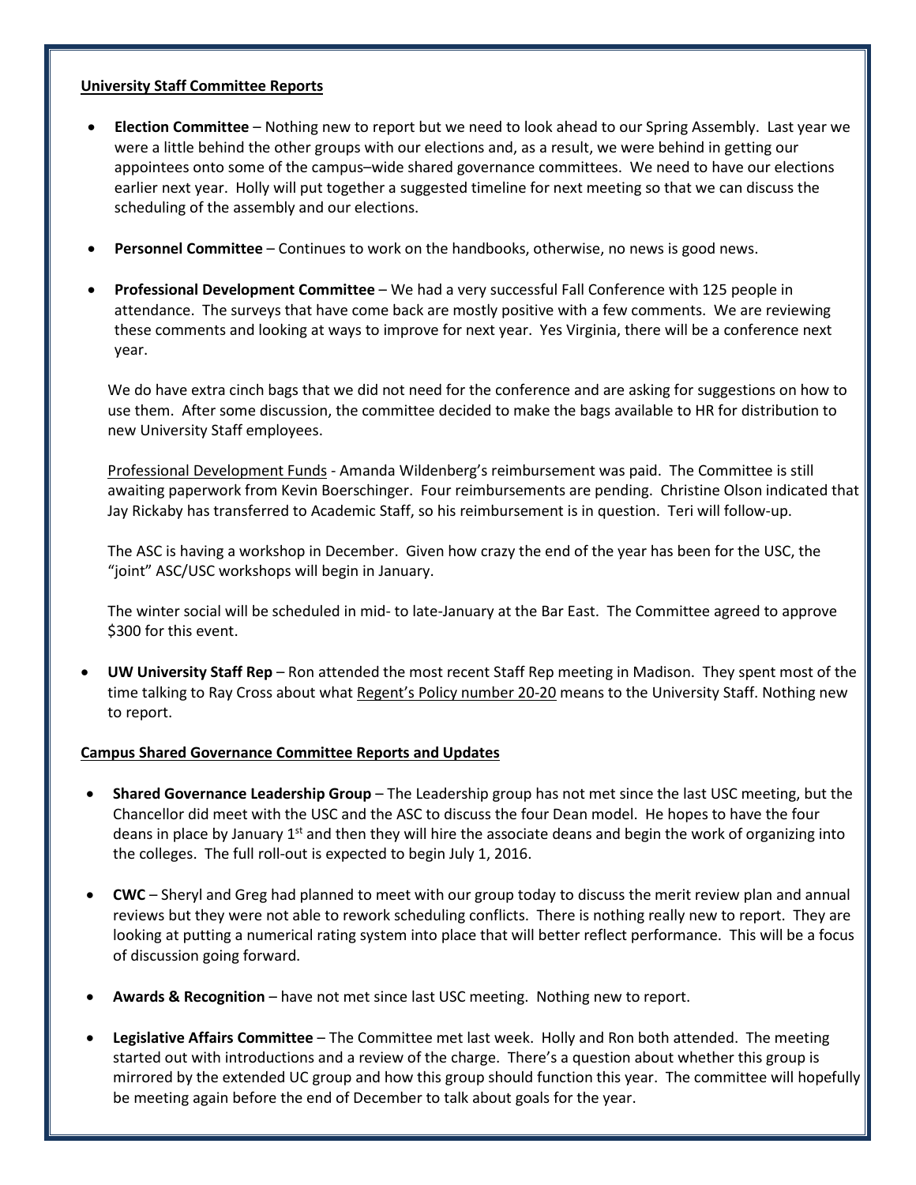**<u>University Staff Committee Reports</u>**

- **Election Committee** – Nothing new to report but we need to look ahead to our Spring Assembly. Last year we were a little behind the other groups with our elections and, as a result, we were behind in getting our appointees onto some of the campus–wide shared governance committees. We need to have our elections earlier next year. Holly will put together a suggested timeline for next meeting so that we can discuss the scheduling of the assembly and our elections.

- **Personnel Committee** – Continues to work on the handbooks, otherwise, no news is good news.

- **Professional Development Committee** – We had a very successful Fall Conference with 125 people in attendance. The surveys that have come back are mostly positive with a few comments. We are reviewing these comments and looking at ways to improve for next year. Yes Virginia, there will be a conference next year.

  We do have extra cinch bags that we did not need for the conference and are asking for suggestions on how to use them. After some discussion, the committee decided to make the bags available to HR for distribution to new University Staff employees.

  <u>Professional Development Funds</u> - Amanda Wildenberg's reimbursement was paid. The Committee is still awaiting paperwork from Kevin Boerschinger. Four reimbursements are pending. Christine Olson indicated that Jay Rickaby has transferred to Academic Staff, so his reimbursement is in question. Teri will follow-up.

  The ASC is having a workshop in December. Given how crazy the end of the year has been for the USC, the "joint" ASC/USC workshops will begin in January.

  The winter social will be scheduled in mid- to late-January at the Bar East. The Committee agreed to approve $300 for this event.

- **UW University Staff Rep** – Ron attended the most recent Staff Rep meeting in Madison. They spent most of the time talking to Ray Cross about what <u>Regent's Policy number 20-20</u> means to the University Staff. Nothing new to report.

**<u>Campus Shared Governance Committee Reports and Updates</u>**

- **Shared Governance Leadership Group** – The Leadership group has not met since the last USC meeting, but the Chancellor did meet with the USC and the ASC to discuss the four Dean model. He hopes to have the four deans in place by January 1st and then they will hire the associate deans and begin the work of organizing into the colleges. The full roll-out is expected to begin July 1, 2016.

- **CWC** – Sheryl and Greg had planned to meet with our group today to discuss the merit review plan and annual reviews but they were not able to rework scheduling conflicts. There is nothing really new to report. They are looking at putting a numerical rating system into place that will better reflect performance. This will be a focus of discussion going forward.

- **Awards & Recognition** – have not met since last USC meeting. Nothing new to report.

- **Legislative Affairs Committee** – The Committee met last week. Holly and Ron both attended. The meeting started out with introductions and a review of the charge. There's a question about whether this group is mirrored by the extended UC group and how this group should function this year. The committee will hopefully be meeting again before the end of December to talk about goals for the year.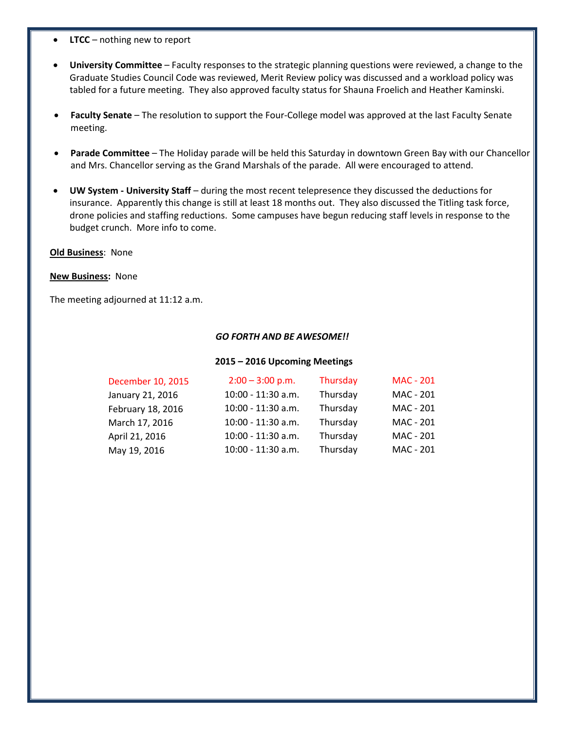- **LTCC** – nothing new to report

- **University Committee** – Faculty responses to the strategic planning questions were reviewed, a change to the Graduate Studies Council Code was reviewed, Merit Review policy was discussed and a workload policy was tabled for a future meeting. They also approved faculty status for Shauna Froelich and Heather Kaminski.

- **Faculty Senate** – The resolution to support the Four-College model was approved at the last Faculty Senate meeting.

- **Parade Committee** – The Holiday parade will be held this Saturday in downtown Green Bay with our Chancellor and Mrs. Chancellor serving as the Grand Marshals of the parade. All were encouraged to attend.

- **UW System - University Staff** – during the most recent telepresence they discussed the deductions for insurance. Apparently this change is still at least 18 months out. They also discussed the Titling task force, drone policies and staffing reductions. Some campuses have begun reducing staff levels in response to the budget crunch. More info to come.

**Old Business**: None

**New Business:** None

The meeting adjourned at 11:12 a.m.

***GO FORTH AND BE AWESOME!!***

**2015 – 2016 Upcoming Meetings**

| | | | |
|---|---|---|---|
| December 10, 2015 | 2:00 – 3:00 p.m. | Thursday | MAC - 201 |
| January 21, 2016 | 10:00 - 11:30 a.m. | Thursday | MAC - 201 |
| February 18, 2016 | 10:00 - 11:30 a.m. | Thursday | MAC - 201 |
| March 17, 2016 | 10:00 - 11:30 a.m. | Thursday | MAC - 201 |
| April 21, 2016 | 10:00 - 11:30 a.m. | Thursday | MAC - 201 |
| May 19, 2016 | 10:00 - 11:30 a.m. | Thursday | MAC - 201 |